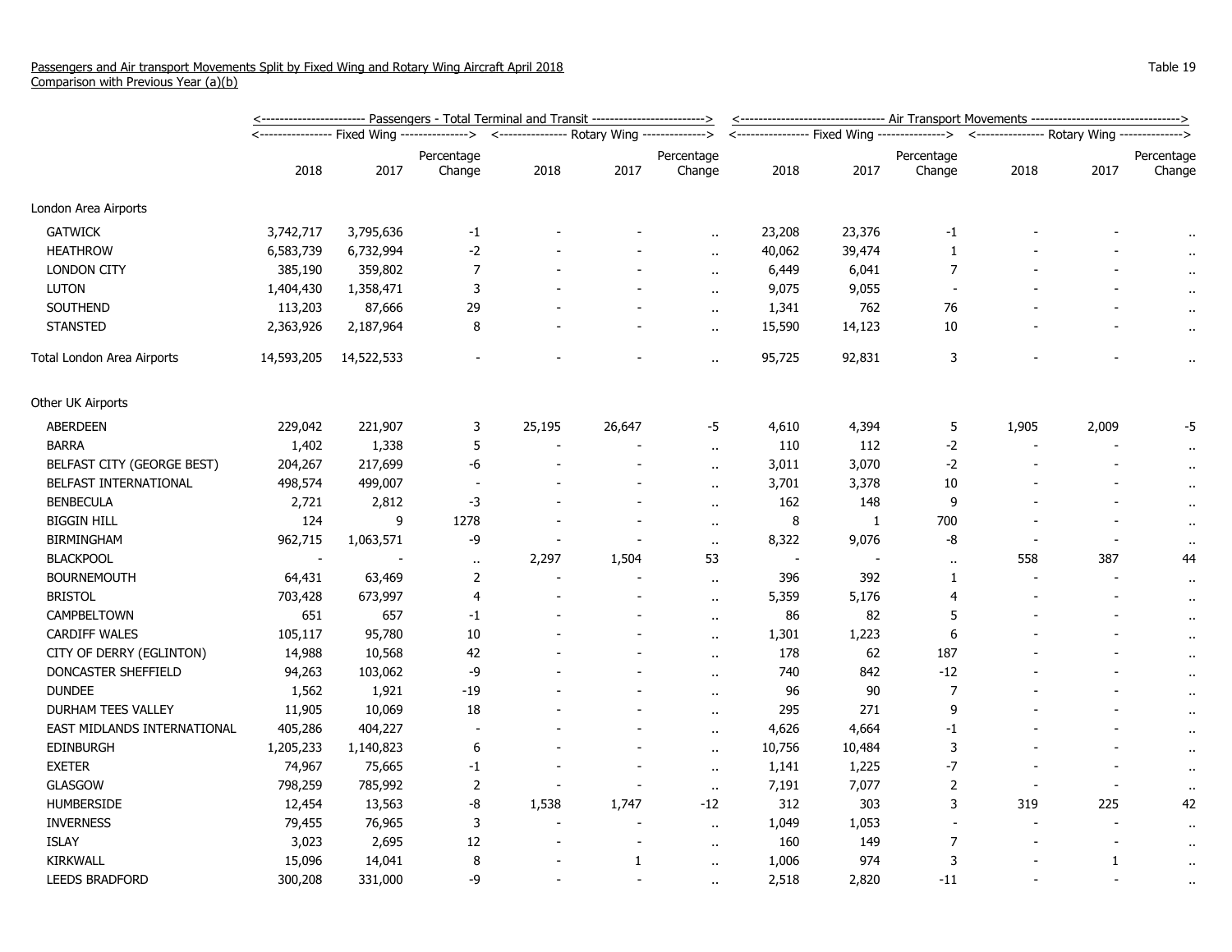Passengers and Air transport Movements Split by Fixed Wing and Rotary Wing Aircraft April 2018
Comparison with Previous Year (a)(b)

Table 19

| | Passengers - Total Terminal and Transit | | | | | | Air Transport Movements | | | | | |
|---|---|---|---|---|---|---|---|---|---|---|---|---|
| | Fixed Wing | | | Rotary Wing | | | Fixed Wing | | | Rotary Wing | | |
| | 2018 | 2017 | Percentage Change | 2018 | 2017 | Percentage Change | 2018 | 2017 | Percentage Change | 2018 | 2017 | Percentage Change |
| London Area Airports | | | | | | | | | | | | |
| GATWICK | 3,742,717 | 3,795,636 | -1 | - | - | .. | 23,208 | 23,376 | -1 | - | - | .. |
| HEATHROW | 6,583,739 | 6,732,994 | -2 | - | - | .. | 40,062 | 39,474 | 1 | - | - | .. |
| LONDON CITY | 385,190 | 359,802 | 7 | - | - | .. | 6,449 | 6,041 | 7 | - | - | .. |
| LUTON | 1,404,430 | 1,358,471 | 3 | - | - | .. | 9,075 | 9,055 | - | - | - | .. |
| SOUTHEND | 113,203 | 87,666 | 29 | - | - | .. | 1,341 | 762 | 76 | - | - | .. |
| STANSTED | 2,363,926 | 2,187,964 | 8 | - | - | .. | 15,590 | 14,123 | 10 | - | - | .. |
| Total London Area Airports | 14,593,205 | 14,522,533 | - | - | - | .. | 95,725 | 92,831 | 3 | - | - | .. |
| Other UK Airports | | | | | | | | | | | | |
| ABERDEEN | 229,042 | 221,907 | 3 | 25,195 | 26,647 | -5 | 4,610 | 4,394 | 5 | 1,905 | 2,009 | -5 |
| BARRA | 1,402 | 1,338 | 5 | - | - | .. | 110 | 112 | -2 | - | - | .. |
| BELFAST CITY (GEORGE BEST) | 204,267 | 217,699 | -6 | - | - | .. | 3,011 | 3,070 | -2 | - | - | .. |
| BELFAST INTERNATIONAL | 498,574 | 499,007 | - | - | - | .. | 3,701 | 3,378 | 10 | - | - | .. |
| BENBECULA | 2,721 | 2,812 | -3 | - | - | .. | 162 | 148 | 9 | - | - | .. |
| BIGGIN HILL | 124 | 9 | 1278 | - | - | .. | 8 | 1 | 700 | - | - | .. |
| BIRMINGHAM | 962,715 | 1,063,571 | -9 | - | - | .. | 8,322 | 9,076 | -8 | - | - | .. |
| BLACKPOOL | - | - | .. | 2,297 | 1,504 | 53 | - | - | .. | 558 | 387 | 44 |
| BOURNEMOUTH | 64,431 | 63,469 | 2 | - | - | .. | 396 | 392 | 1 | - | - | .. |
| BRISTOL | 703,428 | 673,997 | 4 | - | - | .. | 5,359 | 5,176 | 4 | - | - | .. |
| CAMPBELTOWN | 651 | 657 | -1 | - | - | .. | 86 | 82 | 5 | - | - | .. |
| CARDIFF WALES | 105,117 | 95,780 | 10 | - | - | .. | 1,301 | 1,223 | 6 | - | - | .. |
| CITY OF DERRY (EGLINTON) | 14,988 | 10,568 | 42 | - | - | .. | 178 | 62 | 187 | - | - | .. |
| DONCASTER SHEFFIELD | 94,263 | 103,062 | -9 | - | - | .. | 740 | 842 | -12 | - | - | .. |
| DUNDEE | 1,562 | 1,921 | -19 | - | - | .. | 96 | 90 | 7 | - | - | .. |
| DURHAM TEES VALLEY | 11,905 | 10,069 | 18 | - | - | .. | 295 | 271 | 9 | - | - | .. |
| EAST MIDLANDS INTERNATIONAL | 405,286 | 404,227 | - | - | - | .. | 4,626 | 4,664 | -1 | - | - | .. |
| EDINBURGH | 1,205,233 | 1,140,823 | 6 | - | - | .. | 10,756 | 10,484 | 3 | - | - | .. |
| EXETER | 74,967 | 75,665 | -1 | - | - | .. | 1,141 | 1,225 | -7 | - | - | .. |
| GLASGOW | 798,259 | 785,992 | 2 | - | - | .. | 7,191 | 7,077 | 2 | - | - | .. |
| HUMBERSIDE | 12,454 | 13,563 | -8 | 1,538 | 1,747 | -12 | 312 | 303 | 3 | 319 | 225 | 42 |
| INVERNESS | 79,455 | 76,965 | 3 | - | - | .. | 1,049 | 1,053 | - | - | - | .. |
| ISLAY | 3,023 | 2,695 | 12 | - | - | .. | 160 | 149 | 7 | - | - | .. |
| KIRKWALL | 15,096 | 14,041 | 8 | - | 1 | .. | 1,006 | 974 | 3 | - | 1 | .. |
| LEEDS BRADFORD | 300,208 | 331,000 | -9 | - | - | .. | 2,518 | 2,820 | -11 | - | - | .. |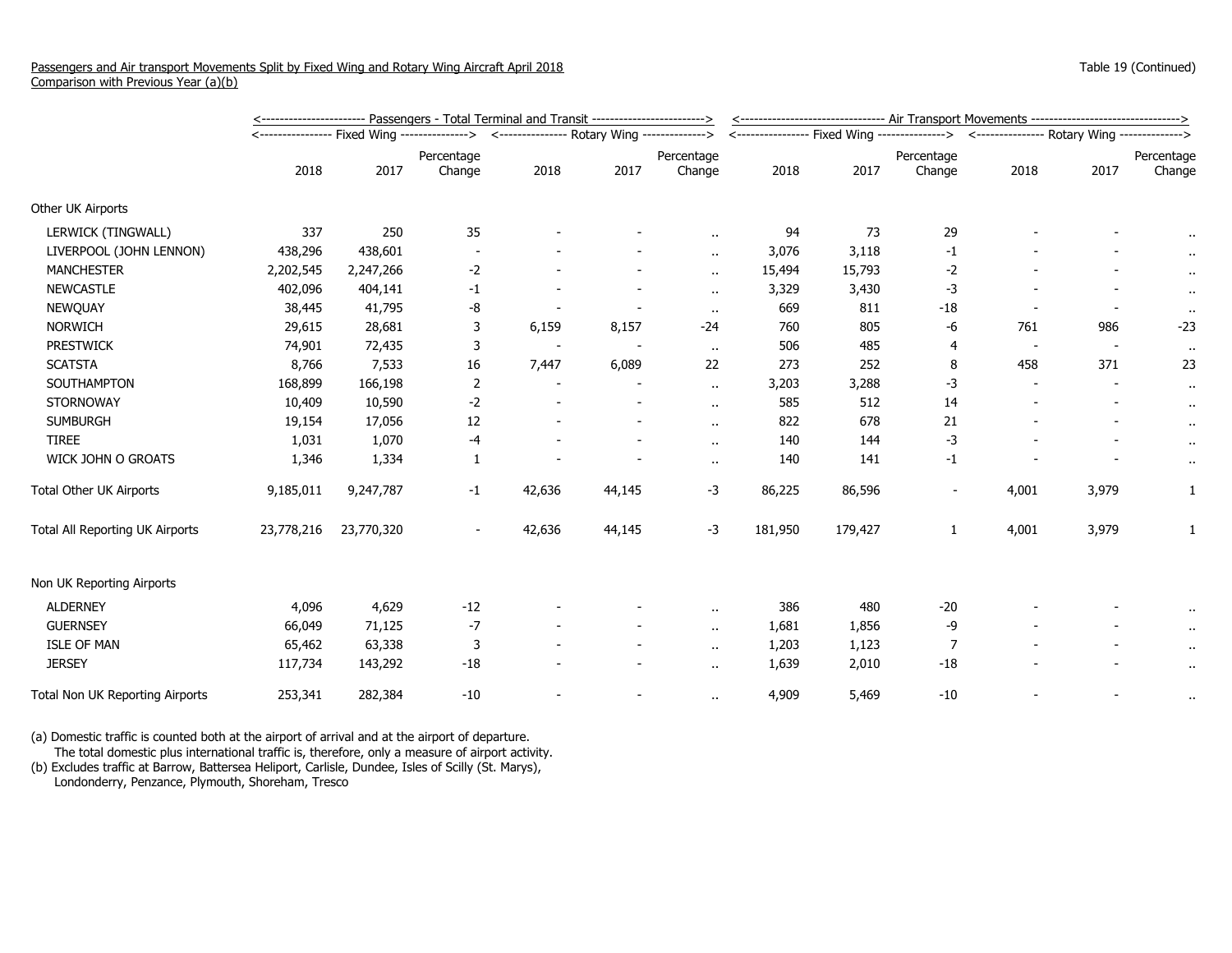Passengers and Air transport Movements Split by Fixed Wing and Rotary Wing Aircraft April 2018
Comparison with Previous Year (a)(b)

Table 19 (Continued)

| | Passengers - Total Terminal and Transit | | | | | | Air Transport Movements | | | | | |
|---|---|---|---|---|---|---|---|---|---|---|---|---|
| | Fixed Wing | | | Rotary Wing | | | Fixed Wing | | | Rotary Wing | | |
| | 2018 | 2017 | Percentage Change | 2018 | 2017 | Percentage Change | 2018 | 2017 | Percentage Change | 2018 | 2017 | Percentage Change |
| Other UK Airports | | | | | | | | | | | | |
| LERWICK (TINGWALL) | 337 | 250 | 35 | - | - | .. | 94 | 73 | 29 | - | - | .. |
| LIVERPOOL (JOHN LENNON) | 438,296 | 438,601 | - | - | - | .. | 3,076 | 3,118 | -1 | - | - | .. |
| MANCHESTER | 2,202,545 | 2,247,266 | -2 | - | - | .. | 15,494 | 15,793 | -2 | - | - | .. |
| NEWCASTLE | 402,096 | 404,141 | -1 | - | - | .. | 3,329 | 3,430 | -3 | - | - | .. |
| NEWQUAY | 38,445 | 41,795 | -8 | - | - | .. | 669 | 811 | -18 | - | - | .. |
| NORWICH | 29,615 | 28,681 | 3 | 6,159 | 8,157 | -24 | 760 | 805 | -6 | 761 | 986 | -23 |
| PRESTWICK | 74,901 | 72,435 | 3 | - | - | .. | 506 | 485 | 4 | - | - | .. |
| SCATSTA | 8,766 | 7,533 | 16 | 7,447 | 6,089 | 22 | 273 | 252 | 8 | 458 | 371 | 23 |
| SOUTHAMPTON | 168,899 | 166,198 | 2 | - | - | .. | 3,203 | 3,288 | -3 | - | - | .. |
| STORNOWAY | 10,409 | 10,590 | -2 | - | - | .. | 585 | 512 | 14 | - | - | .. |
| SUMBURGH | 19,154 | 17,056 | 12 | - | - | .. | 822 | 678 | 21 | - | - | .. |
| TIREE | 1,031 | 1,070 | -4 | - | - | .. | 140 | 144 | -3 | - | - | .. |
| WICK JOHN O GROATS | 1,346 | 1,334 | 1 | - | - | .. | 140 | 141 | -1 | - | - | .. |
| Total Other UK Airports | 9,185,011 | 9,247,787 | -1 | 42,636 | 44,145 | -3 | 86,225 | 86,596 | - | 4,001 | 3,979 | 1 |
| Total All Reporting UK Airports | 23,778,216 | 23,770,320 | - | 42,636 | 44,145 | -3 | 181,950 | 179,427 | 1 | 4,001 | 3,979 | 1 |
| Non UK Reporting Airports | | | | | | | | | | | | |
| ALDERNEY | 4,096 | 4,629 | -12 | - | - | .. | 386 | 480 | -20 | - | - | .. |
| GUERNSEY | 66,049 | 71,125 | -7 | - | - | .. | 1,681 | 1,856 | -9 | - | - | .. |
| ISLE OF MAN | 65,462 | 63,338 | 3 | - | - | .. | 1,203 | 1,123 | 7 | - | - | .. |
| JERSEY | 117,734 | 143,292 | -18 | - | - | .. | 1,639 | 2,010 | -18 | - | - | .. |
| Total Non UK Reporting Airports | 253,341 | 282,384 | -10 | - | - | .. | 4,909 | 5,469 | -10 | - | - | .. |

(a) Domestic traffic is counted both at the airport of arrival and at the airport of departure.
The total domestic plus international traffic is, therefore, only a measure of airport activity.

(b) Excludes traffic at Barrow, Battersea Heliport, Carlisle, Dundee, Isles of Scilly (St. Marys),
Londonderry, Penzance, Plymouth, Shoreham, Tresco